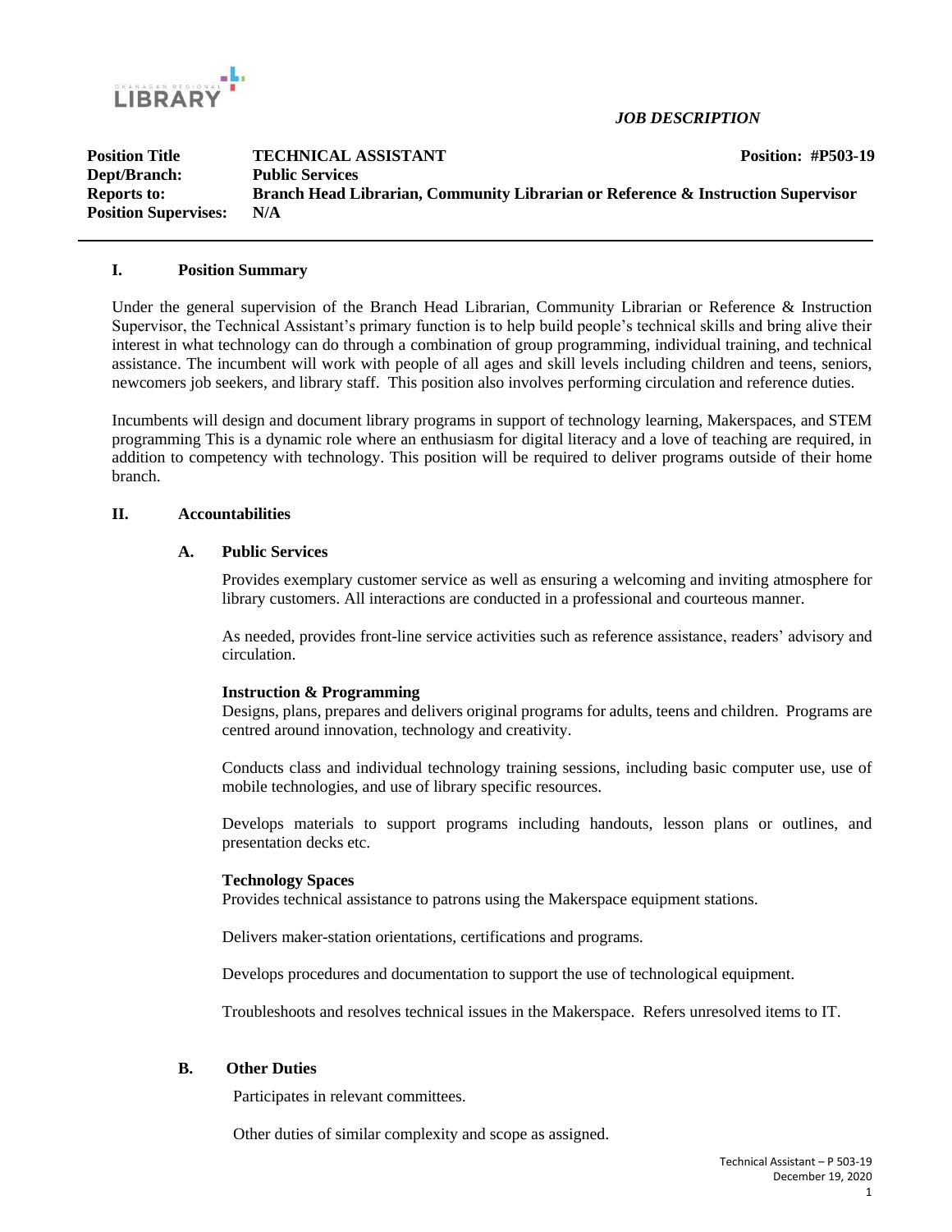*JOB DESCRIPTION*

| | | |
|---|---|---|
| **Position Title** | **TECHNICAL ASSISTANT** | **Position: #P503-19** |
| **Dept/Branch:** | **Public Services** | |
| **Reports to:** | **Branch Head Librarian, Community Librarian or Reference & Instruction Supervisor** | |
| **Position Supervises:** | **N/A** | |

## I. Position Summary

Under the general supervision of the Branch Head Librarian, Community Librarian or Reference & Instruction Supervisor, the Technical Assistant's primary function is to help build people's technical skills and bring alive their interest in what technology can do through a combination of group programming, individual training, and technical assistance. The incumbent will work with people of all ages and skill levels including children and teens, seniors, newcomers job seekers, and library staff. This position also involves performing circulation and reference duties.

Incumbents will design and document library programs in support of technology learning, Makerspaces, and STEM programming This is a dynamic role where an enthusiasm for digital literacy and a love of teaching are required, in addition to competency with technology. This position will be required to deliver programs outside of their home branch.

## II. Accountabilities

### A. Public Services

Provides exemplary customer service as well as ensuring a welcoming and inviting atmosphere for library customers. All interactions are conducted in a professional and courteous manner.

As needed, provides front-line service activities such as reference assistance, readers' advisory and circulation.

**Instruction & Programming**

Designs, plans, prepares and delivers original programs for adults, teens and children. Programs are centred around innovation, technology and creativity.

Conducts class and individual technology training sessions, including basic computer use, use of mobile technologies, and use of library specific resources.

Develops materials to support programs including handouts, lesson plans or outlines, and presentation decks etc.

**Technology Spaces**

Provides technical assistance to patrons using the Makerspace equipment stations.

Delivers maker-station orientations, certifications and programs.

Develops procedures and documentation to support the use of technological equipment.

Troubleshoots and resolves technical issues in the Makerspace. Refers unresolved items to IT.

### B. Other Duties

Participates in relevant committees.

Other duties of similar complexity and scope as assigned.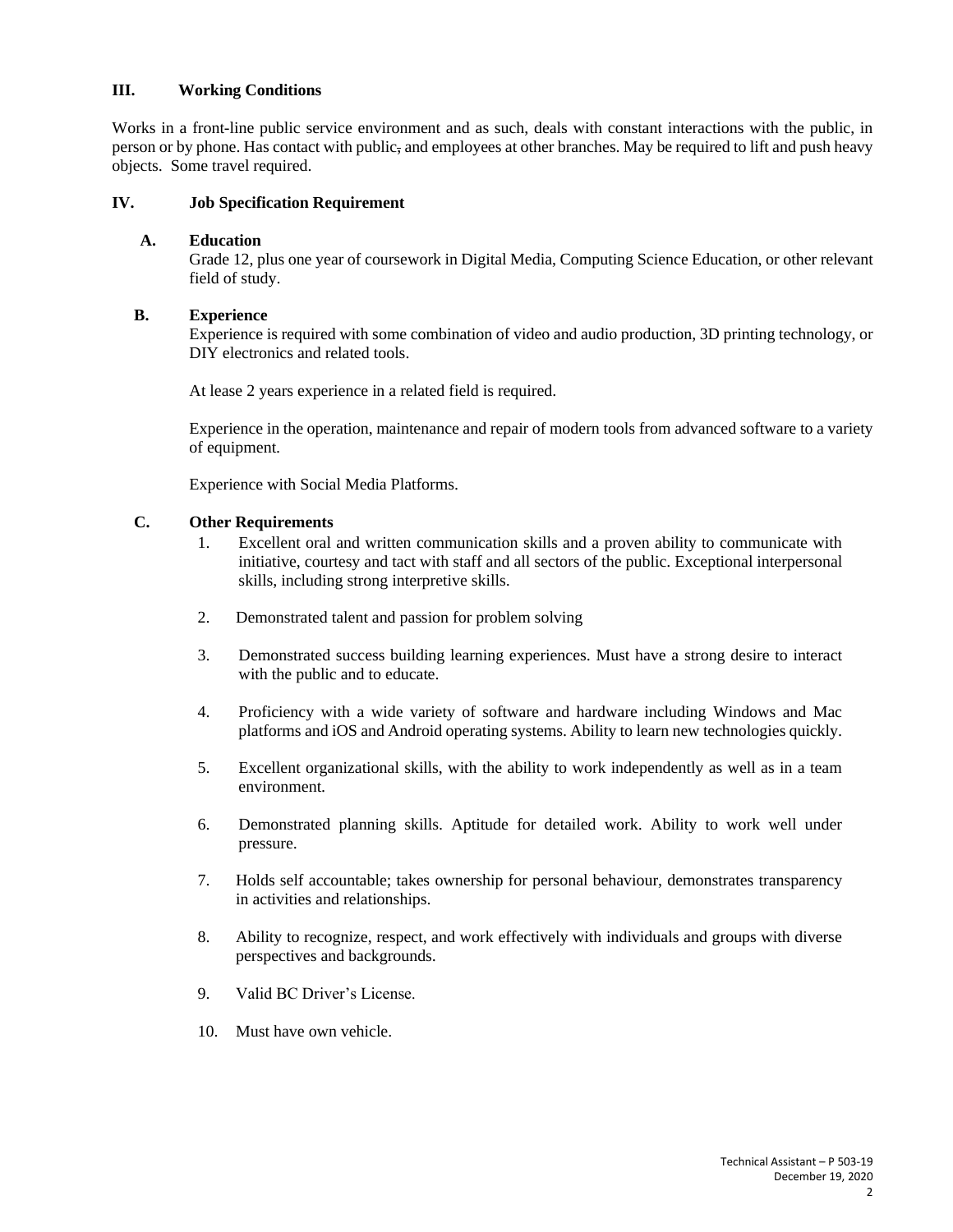## III. Working Conditions

Works in a front-line public service environment and as such, deals with constant interactions with the public, in person or by phone. Has contact with public, and employees at other branches. May be required to lift and push heavy objects. Some travel required.

## IV. Job Specification Requirement

### A. Education

Grade 12, plus one year of coursework in Digital Media, Computing Science Education, or other relevant field of study.

### B. Experience

Experience is required with some combination of video and audio production, 3D printing technology, or DIY electronics and related tools.

At lease 2 years experience in a related field is required.

Experience in the operation, maintenance and repair of modern tools from advanced software to a variety of equipment.

Experience with Social Media Platforms.

### C. Other Requirements

1. Excellent oral and written communication skills and a proven ability to communicate with initiative, courtesy and tact with staff and all sectors of the public. Exceptional interpersonal skills, including strong interpretive skills.
2. Demonstrated talent and passion for problem solving
3. Demonstrated success building learning experiences. Must have a strong desire to interact with the public and to educate.
4. Proficiency with a wide variety of software and hardware including Windows and Mac platforms and iOS and Android operating systems. Ability to learn new technologies quickly.
5. Excellent organizational skills, with the ability to work independently as well as in a team environment.
6. Demonstrated planning skills. Aptitude for detailed work. Ability to work well under pressure.
7. Holds self accountable; takes ownership for personal behaviour, demonstrates transparency in activities and relationships.
8. Ability to recognize, respect, and work effectively with individuals and groups with diverse perspectives and backgrounds.
9. Valid BC Driver's License.
10. Must have own vehicle.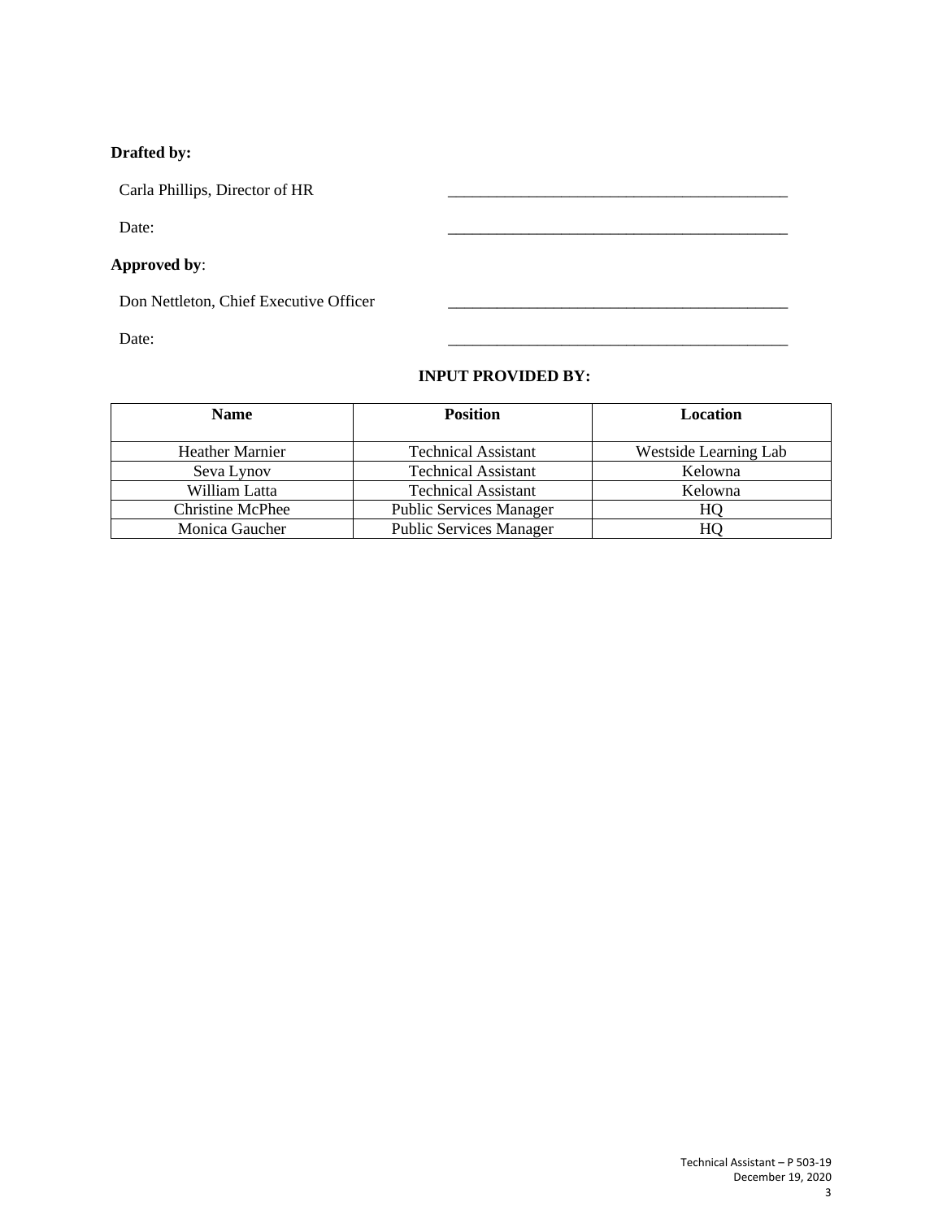**Drafted by:**

Carla Phillips, Director of HR \_\_\_\_\_\_\_\_\_\_\_\_\_\_\_\_\_\_\_\_\_\_\_\_\_\_\_\_\_\_\_\_\_\_\_\_\_\_\_\_\_\_\_\_

Date: \_\_\_\_\_\_\_\_\_\_\_\_\_\_\_\_\_\_\_\_\_\_\_\_\_\_\_\_\_\_\_\_\_\_\_\_\_\_\_\_\_\_\_\_

**Approved by**:

Don Nettleton, Chief Executive Officer \_\_\_\_\_\_\_\_\_\_\_\_\_\_\_\_\_\_\_\_\_\_\_\_\_\_\_\_\_\_\_\_\_\_\_\_\_\_\_\_\_\_\_\_

Date: \_\_\_\_\_\_\_\_\_\_\_\_\_\_\_\_\_\_\_\_\_\_\_\_\_\_\_\_\_\_\_\_\_\_\_\_\_\_\_\_\_\_\_\_

**INPUT PROVIDED BY:**

| Name | Position | Location |
|---|---|---|
| Heather Marnier | Technical Assistant | Westside Learning Lab |
| Seva Lynov | Technical Assistant | Kelowna |
| William Latta | Technical Assistant | Kelowna |
| Christine McPhee | Public Services Manager | HQ |
| Monica Gaucher | Public Services Manager | HQ |